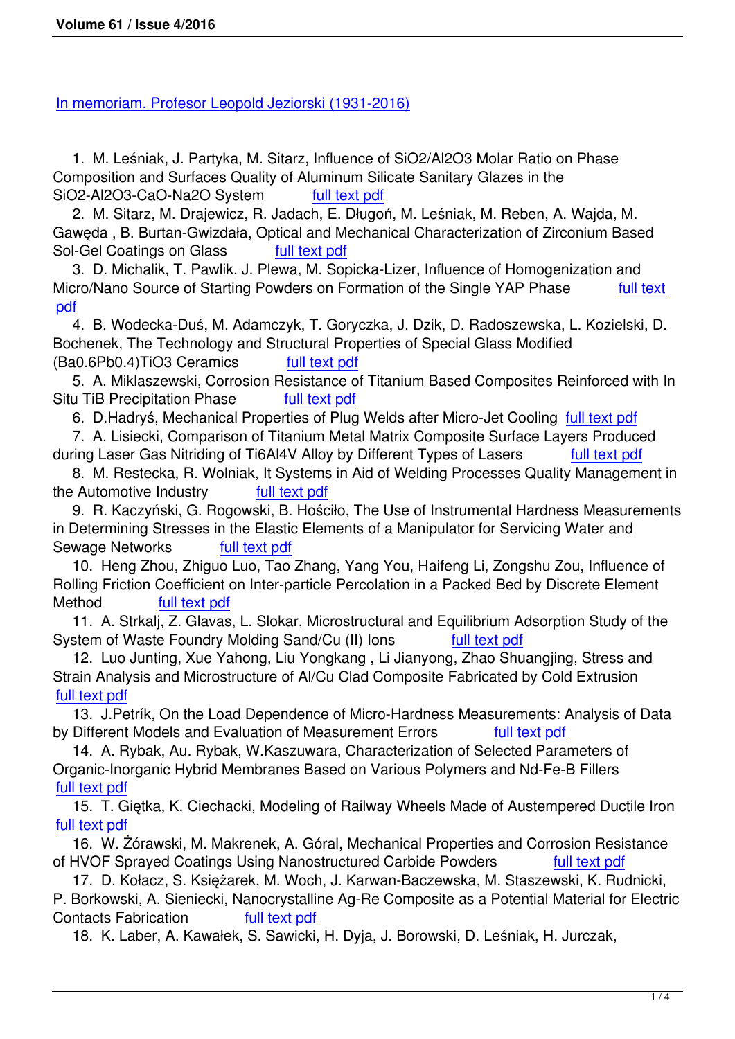In memoriam. Profesor Leopold Jeziorski (1931-2016)

1. M. Leśniak, J. Partyka, M. Sitarz, Influence of $SiO_2/Al_2O_3$ Molar Ratio on Phase Composition and Surfaces Quality of Aluminum Silicate Sanitary Glazes in the $SiO_2$-$Al_2O_3$-CaO-$Na_2O$ System full text pdf
2. M. Sitarz, M. Drajewicz, R. Jadach, E. Długoń, M. Leśniak, M. Reben, A. Wajda, M. Gawęda , B. Burtan-Gwizdała, Optical and Mechanical Characterization of Zirconium Based Sol-Gel Coatings on Glass full text pdf
3. D. Michalik, T. Pawlik, J. Plewa, M. Sopicka-Lizer, Influence of Homogenization and Micro/Nano Source of Starting Powders on Formation of the Single YAP Phase full text pdf
4. B. Wodecka-Duś, M. Adamczyk, T. Goryczka, J. Dzik, D. Radoszewska, L. Kozielski, D. Bochenek, The Technology and Structural Properties of Special Glass Modified $(Ba_{0.6}Pb_{0.4})TiO_3$ Ceramics full text pdf
5. A. Miklaszewski, Corrosion Resistance of Titanium Based Composites Reinforced with In Situ TiB Precipitation Phase full text pdf
6. D.Hadryś, Mechanical Properties of Plug Welds after Micro-Jet Cooling full text pdf
7. A. Lisiecki, Comparison of Titanium Metal Matrix Composite Surface Layers Produced during Laser Gas Nitriding of Ti6Al4V Alloy by Different Types of Lasers full text pdf
8. M. Restecka, R. Wolniak, It Systems in Aid of Welding Processes Quality Management in the Automotive Industry full text pdf
9. R. Kaczyński, G. Rogowski, B. Hościło, The Use of Instrumental Hardness Measurements in Determining Stresses in the Elastic Elements of a Manipulator for Servicing Water and Sewage Networks full text pdf
10. Heng Zhou, Zhiguo Luo, Tao Zhang, Yang You, Haifeng Li, Zongshu Zou, Influence of Rolling Friction Coefficient on Inter-particle Percolation in a Packed Bed by Discrete Element Method full text pdf
11. A. Strkalj, Z. Glavas, L. Slokar, Microstructural and Equilibrium Adsorption Study of the System of Waste Foundry Molding Sand/Cu (II) Ions full text pdf
12. Luo Junting, Xue Yahong, Liu Yongkang , Li Jianyong, Zhao Shuangjing, Stress and Strain Analysis and Microstructure of Al/Cu Clad Composite Fabricated by Cold Extrusion full text pdf
13. J.Petrík, On the Load Dependence of Micro-Hardness Measurements: Analysis of Data by Different Models and Evaluation of Measurement Errors full text pdf
14. A. Rybak, Au. Rybak, W.Kaszuwara, Characterization of Selected Parameters of Organic-Inorganic Hybrid Membranes Based on Various Polymers and Nd-Fe-B Fillers full text pdf
15. T. Giętka, K. Ciechacki, Modeling of Railway Wheels Made of Austempered Ductile Iron full text pdf
16. W. Żórawski, M. Makrenek, A. Góral, Mechanical Properties and Corrosion Resistance of HVOF Sprayed Coatings Using Nanostructured Carbide Powders full text pdf
17. D. Kołacz, S. Księżarek, M. Woch, J. Karwan-Baczewska, M. Staszewski, K. Rudnicki, P. Borkowski, A. Sieniecki, Nanocrystalline Ag-Re Composite as a Potential Material for Electric Contacts Fabrication full text pdf
18. K. Laber, A. Kawałek, S. Sawicki, H. Dyja, J. Borowski, D. Leśniak, H. Jurczak,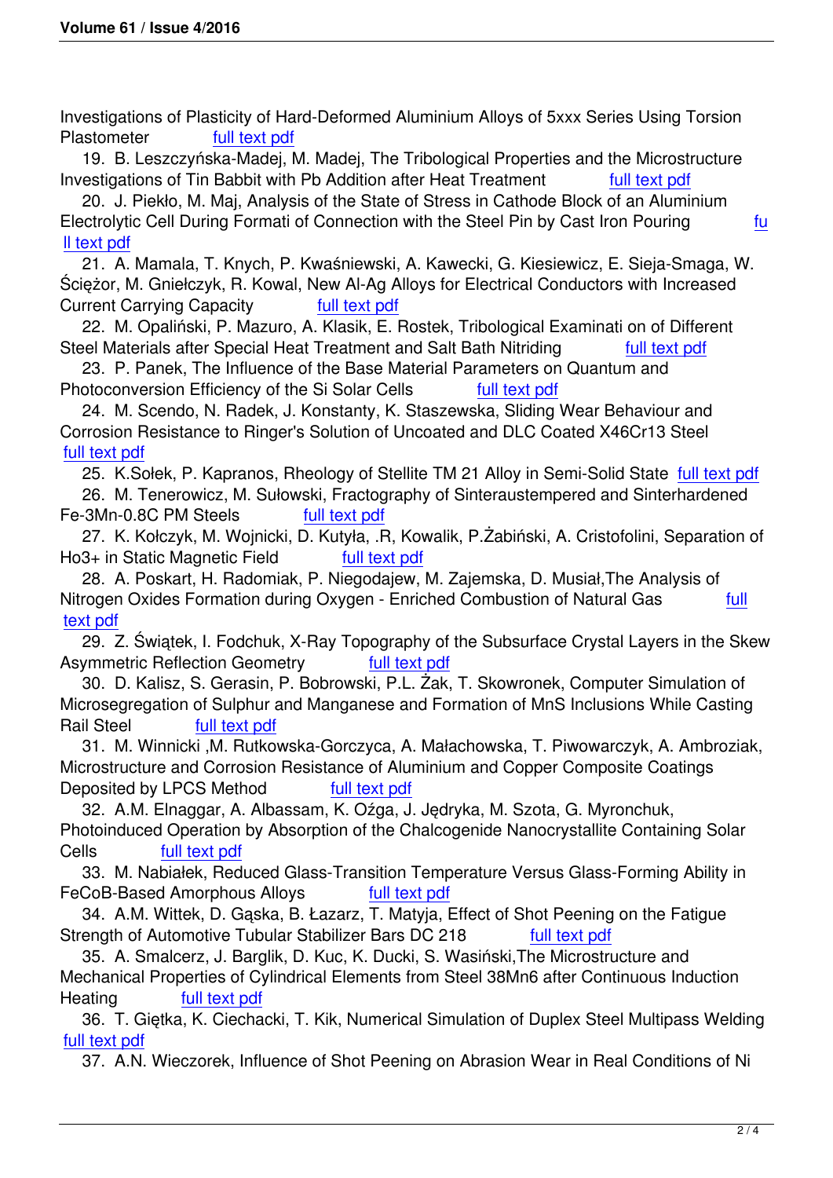Investigations of Plasticity of Hard-Deformed Aluminium Alloys of 5xxx Series Using Torsion Plastometer full text pdf

19. B. Leszczyńska-Madej, M. Madej, The Tribological Properties and the Microstructure Investigations of Tin Babbit with Pb Addition after Heat Treatment full text pdf

20. J. Piekło, M. Maj, Analysis of the State of Stress in Cathode Block of an Aluminium Electrolytic Cell During Formati of Connection with the Steel Pin by Cast Iron Pouring full text pdf

21. A. Mamala, T. Knych, P. Kwaśniewski, A. Kawecki, G. Kiesiewicz, E. Sieja-Smaga, W. Ścieżor, M. Gniełczyk, R. Kowal, New Al-Ag Alloys for Electrical Conductors with Increased Current Carrying Capacity full text pdf

22. M. Opaliński, P. Mazuro, A. Klasik, E. Rostek, Tribological Examinati on of Different Steel Materials after Special Heat Treatment and Salt Bath Nitriding full text pdf

23. P. Panek, The Influence of the Base Material Parameters on Quantum and Photoconversion Efficiency of the Si Solar Cells full text pdf

24. M. Scendo, N. Radek, J. Konstanty, K. Staszewska, Sliding Wear Behaviour and Corrosion Resistance to Ringer's Solution of Uncoated and DLC Coated X46Cr13 Steel full text pdf

25. K.Sołek, P. Kapranos, Rheology of Stellite TM 21 Alloy in Semi-Solid State full text pdf

26. M. Tenerowicz, M. Sułowski, Fractography of Sinteraustempered and Sinterhardened Fe-3Mn-0.8C PM Steels full text pdf

27. K. Kołczyk, M. Wojnicki, D. Kutyła, .R, Kowalik, P.Żabiński, A. Cristofolini, Separation of Ho3+ in Static Magnetic Field full text pdf

28. A. Poskart, H. Radomiak, P. Niegodajew, M. Zajemska, D. Musiał,The Analysis of Nitrogen Oxides Formation during Oxygen - Enriched Combustion of Natural Gas full text pdf

29. Z. Świątek, I. Fodchuk, X-Ray Topography of the Subsurface Crystal Layers in the Skew Asymmetric Reflection Geometry full text pdf

30. D. Kalisz, S. Gerasin, P. Bobrowski, P.L. Żak, T. Skowronek, Computer Simulation of Microsegregation of Sulphur and Manganese and Formation of MnS Inclusions While Casting Rail Steel full text pdf

31. M. Winnicki ,M. Rutkowska-Gorczyca, A. Małachowska, T. Piwowarczyk, A. Ambroziak, Microstructure and Corrosion Resistance of Aluminium and Copper Composite Coatings Deposited by LPCS Method full text pdf

32. A.M. Elnaggar, A. Albassam, K. Oźga, J. Jędryka, M. Szota, G. Myronchuk, Photoinduced Operation by Absorption of the Chalcogenide Nanocrystallite Containing Solar Cells full text pdf

33. M. Nabiałek, Reduced Glass-Transition Temperature Versus Glass-Forming Ability in FeCoB-Based Amorphous Alloys full text pdf

34. A.M. Wittek, D. Gąska, B. Łazarz, T. Matyja, Effect of Shot Peening on the Fatigue Strength of Automotive Tubular Stabilizer Bars DC 218 full text pdf

35. A. Smalcerz, J. Barglik, D. Kuc, K. Ducki, S. Wasiński,The Microstructure and Mechanical Properties of Cylindrical Elements from Steel 38Mn6 after Continuous Induction Heating full text pdf

36. T. Giętka, K. Ciechacki, T. Kik, Numerical Simulation of Duplex Steel Multipass Welding full text pdf

37. A.N. Wieczorek, Influence of Shot Peening on Abrasion Wear in Real Conditions of Ni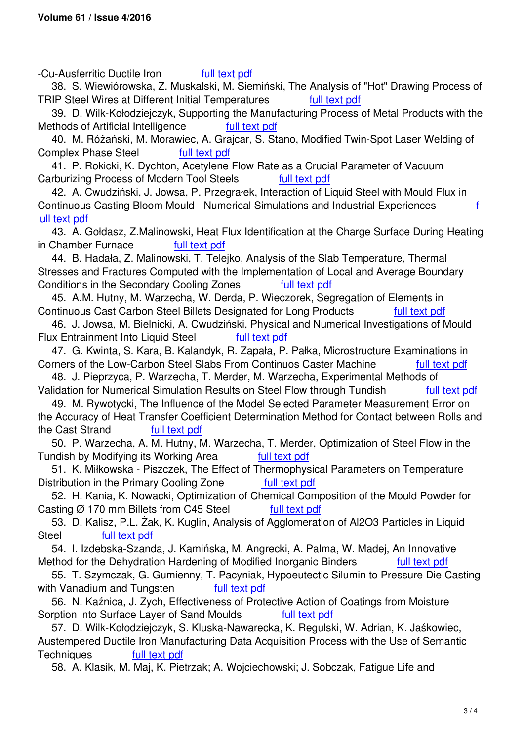-Cu-Ausferritic Ductile Iron full text pdf

38. S. Wiewiórowska, Z. Muskalski, M. Siemiński, The Analysis of "Hot" Drawing Process of TRIP Steel Wires at Different Initial Temperatures full text pdf

39. D. Wilk-Kołodziejczyk, Supporting the Manufacturing Process of Metal Products with the Methods of Artificial Intelligence full text pdf

40. M. Różański, M. Morawiec, A. Grajcar, S. Stano, Modified Twin-Spot Laser Welding of Complex Phase Steel full text pdf

41. P. Rokicki, K. Dychton, Acetylene Flow Rate as a Crucial Parameter of Vacuum Carburizing Process of Modern Tool Steels full text pdf

42. A. Cwudziński, J. Jowsa, P. Przegrałek, Interaction of Liquid Steel with Mould Flux in Continuous Casting Bloom Mould - Numerical Simulations and Industrial Experiences full text pdf

43. A. Gołdasz, Z.Malinowski, Heat Flux Identification at the Charge Surface During Heating in Chamber Furnace full text pdf

44. B. Hadała, Z. Malinowski, T. Telejko, Analysis of the Slab Temperature, Thermal Stresses and Fractures Computed with the Implementation of Local and Average Boundary Conditions in the Secondary Cooling Zones full text pdf

45. A.M. Hutny, M. Warzecha, W. Derda, P. Wieczorek, Segregation of Elements in Continuous Cast Carbon Steel Billets Designated for Long Products full text pdf

46. J. Jowsa, M. Bielnicki, A. Cwudziński, Physical and Numerical Investigations of Mould Flux Entrainment Into Liquid Steel full text pdf

47. G. Kwinta, S. Kara, B. Kalandyk, R. Zapała, P. Pałka, Microstructure Examinations in Corners of the Low-Carbon Steel Slabs From Continuos Caster Machine full text pdf

48. J. Pieprzyca, P. Warzecha, T. Merder, M. Warzecha, Experimental Methods of Validation for Numerical Simulation Results on Steel Flow through Tundish full text pdf

49. M. Rywotycki, The Influence of the Model Selected Parameter Measurement Error on the Accuracy of Heat Transfer Coefficient Determination Method for Contact between Rolls and the Cast Strand full text pdf

50. P. Warzecha, A. M. Hutny, M. Warzecha, T. Merder, Optimization of Steel Flow in the Tundish by Modifying its Working Area full text pdf

51. K. Miłkowska - Piszczek, The Effect of Thermophysical Parameters on Temperature Distribution in the Primary Cooling Zone full text pdf

52. H. Kania, K. Nowacki, Optimization of Chemical Composition of the Mould Powder for Casting Ø 170 mm Billets from C45 Steel full text pdf

53. D. Kalisz, P.L. Żak, K. Kuglin, Analysis of Agglomeration of Al2O3 Particles in Liquid Steel full text pdf

54. I. Izdebska-Szanda, J. Kamińska, M. Angrecki, A. Palma, W. Madej, An Innovative Method for the Dehydration Hardening of Modified Inorganic Binders full text pdf

55. T. Szymczak, G. Gumienny, T. Pacyniak, Hypoeutectic Silumin to Pressure Die Casting with Vanadium and Tungsten full text pdf

56. N. Kaźnica, J. Zych, Effectiveness of Protective Action of Coatings from Moisture Sorption into Surface Layer of Sand Moulds full text pdf

57. D. Wilk-Kołodziejczyk, S. Kluska-Nawarecka, K. Regulski, W. Adrian, K. Jaśkowiec, Austempered Ductile Iron Manufacturing Data Acquisition Process with the Use of Semantic Techniques full text pdf

58. A. Klasik, M. Maj, K. Pietrzak; A. Wojciechowski; J. Sobczak, Fatigue Life and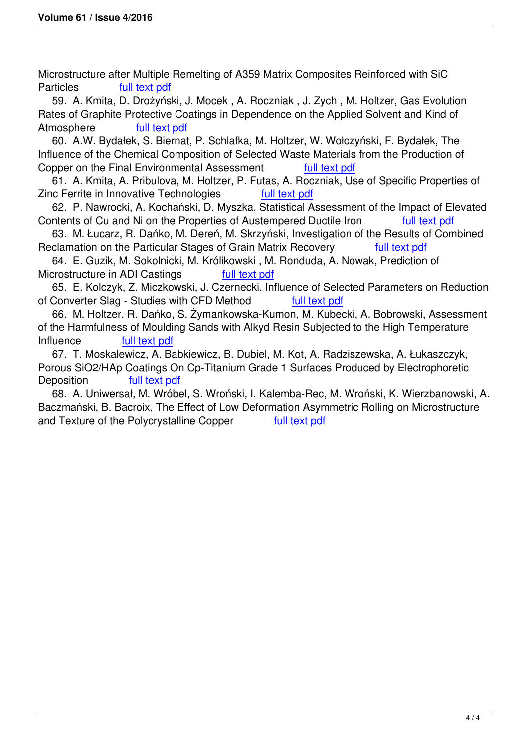Microstructure after Multiple Remelting of A359 Matrix Composites Reinforced with SiC Particles full text pdf

59. A. Kmita, D. Drożyński, J. Mocek , A. Roczniak , J. Zych , M. Holtzer, Gas Evolution Rates of Graphite Protective Coatings in Dependence on the Applied Solvent and Kind of Atmosphere full text pdf

60. A.W. Bydałek, S. Biernat, P. Schlafka, M. Holtzer, W. Wołczyński, F. Bydałek, The Influence of the Chemical Composition of Selected Waste Materials from the Production of Copper on the Final Environmental Assessment full text pdf

61. A. Kmita, A. Pribulova, M. Holtzer, P. Futas, A. Roczniak, Use of Specific Properties of Zinc Ferrite in Innovative Technologies full text pdf

62. P. Nawrocki, A. Kochański, D. Myszka, Statistical Assessment of the Impact of Elevated Contents of Cu and Ni on the Properties of Austempered Ductile Iron full text pdf

63. M. Łucarz, R. Dańko, M. Dereń, M. Skrzyński, Investigation of the Results of Combined Reclamation on the Particular Stages of Grain Matrix Recovery full text pdf

64. E. Guzik, M. Sokolnicki, M. Królikowski , M. Ronduda, A. Nowak, Prediction of Microstructure in ADI Castings full text pdf

65. E. Kolczyk, Z. Miczkowski, J. Czernecki, Influence of Selected Parameters on Reduction of Converter Slag - Studies with CFD Method full text pdf

66. M. Holtzer, R. Dańko, S. Żymankowska-Kumon, M. Kubecki, A. Bobrowski, Assessment of the Harmfulness of Moulding Sands with Alkyd Resin Subjected to the High Temperature Influence full text pdf

67. T. Moskalewicz, A. Babkiewicz, B. Dubiel, M. Kot, A. Radziszewska, A. Łukaszczyk, Porous $SiO_2$/HAp Coatings On Cp-Titanium Grade 1 Surfaces Produced by Electrophoretic Deposition full text pdf

68. A. Uniwersał, M. Wróbel, S. Wroński, I. Kalemba-Rec, M. Wroński, K. Wierzbanowski, A. Baczmański, B. Bacroix, The Effect of Low Deformation Asymmetric Rolling on Microstructure and Texture of the Polycrystalline Copper full text pdf